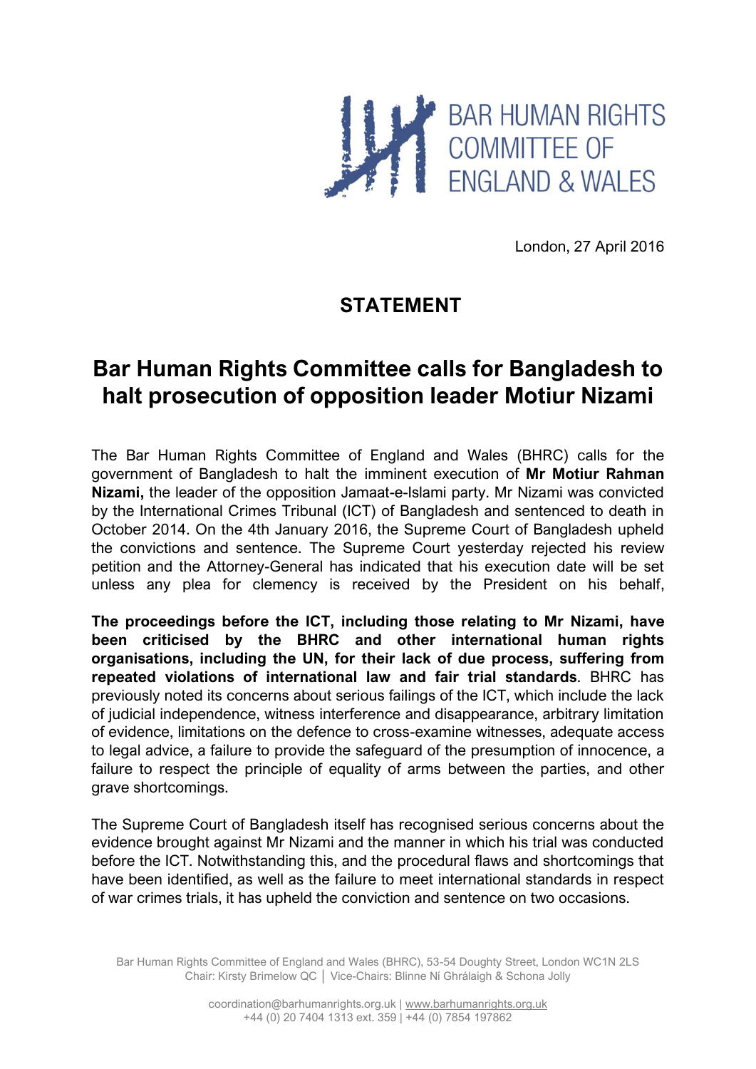BAR HUMAN RIGHTS COMMITTEE OF ENGLAND & WALES

London, 27 April 2016

## STATEMENT

# Bar Human Rights Committee calls for Bangladesh to halt prosecution of opposition leader Motiur Nizami

The Bar Human Rights Committee of England and Wales (BHRC) calls for the government of Bangladesh to halt the imminent execution of **Mr Motiur Rahman Nizami,** the leader of the opposition Jamaat-e-Islami party. Mr Nizami was convicted by the International Crimes Tribunal (ICT) of Bangladesh and sentenced to death in October 2014. On the 4th January 2016, the Supreme Court of Bangladesh upheld the convictions and sentence. The Supreme Court yesterday rejected his review petition and the Attorney-General has indicated that his execution date will be set unless any plea for clemency is received by the President on his behalf,

**The proceedings before the ICT, including those relating to Mr Nizami, have been criticised by the BHRC and other international human rights organisations, including the UN, for their lack of due process, suffering from repeated violations of international law and fair trial standards**. BHRC has previously noted its concerns about serious failings of the ICT, which include the lack of judicial independence, witness interference and disappearance, arbitrary limitation of evidence, limitations on the defence to cross-examine witnesses, adequate access to legal advice, a failure to provide the safeguard of the presumption of innocence, a failure to respect the principle of equality of arms between the parties, and other grave shortcomings.

The Supreme Court of Bangladesh itself has recognised serious concerns about the evidence brought against Mr Nizami and the manner in which his trial was conducted before the ICT. Notwithstanding this, and the procedural flaws and shortcomings that have been identified, as well as the failure to meet international standards in respect of war crimes trials, it has upheld the conviction and sentence on two occasions.

Bar Human Rights Committee of England and Wales (BHRC), 53-54 Doughty Street, London WC1N 2LS
Chair: Kirsty Brimelow QC │ Vice-Chairs: Blinne Ní Ghrálaigh & Schona Jolly

coordination@barhumanrights.org.uk | www.barhumanrights.org.uk
+44 (0) 20 7404 1313 ext. 359 | +44 (0) 7854 197862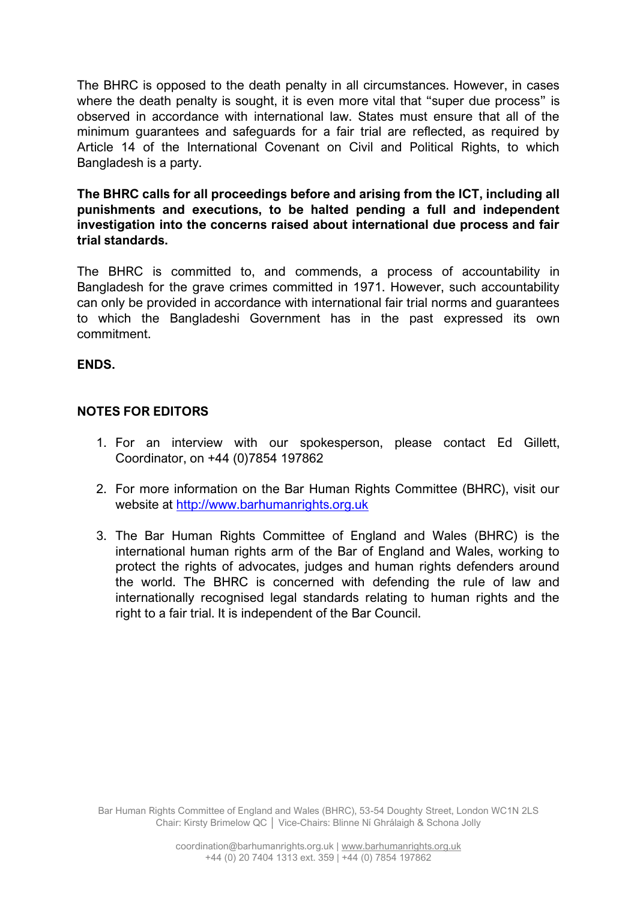The BHRC is opposed to the death penalty in all circumstances. However, in cases where the death penalty is sought, it is even more vital that "super due process" is observed in accordance with international law. States must ensure that all of the minimum guarantees and safeguards for a fair trial are reflected, as required by Article 14 of the International Covenant on Civil and Political Rights, to which Bangladesh is a party.

**The BHRC calls for all proceedings before and arising from the ICT, including all punishments and executions, to be halted pending a full and independent investigation into the concerns raised about international due process and fair trial standards.**

The BHRC is committed to, and commends, a process of accountability in Bangladesh for the grave crimes committed in 1971. However, such accountability can only be provided in accordance with international fair trial norms and guarantees to which the Bangladeshi Government has in the past expressed its own commitment.

**ENDS.**

**NOTES FOR EDITORS**

1. For an interview with our spokesperson, please contact Ed Gillett, Coordinator, on +44 (0)7854 197862

2. For more information on the Bar Human Rights Committee (BHRC), visit our website at http://www.barhumanrights.org.uk

3. The Bar Human Rights Committee of England and Wales (BHRC) is the international human rights arm of the Bar of England and Wales, working to protect the rights of advocates, judges and human rights defenders around the world. The BHRC is concerned with defending the rule of law and internationally recognised legal standards relating to human rights and the right to a fair trial. It is independent of the Bar Council.

Bar Human Rights Committee of England and Wales (BHRC), 53-54 Doughty Street, London WC1N 2LS
Chair: Kirsty Brimelow QC │ Vice-Chairs: Blinne Ní Ghrálaigh & Schona Jolly

coordination@barhumanrights.org.uk | www.barhumanrights.org.uk
+44 (0) 20 7404 1313 ext. 359 | +44 (0) 7854 197862